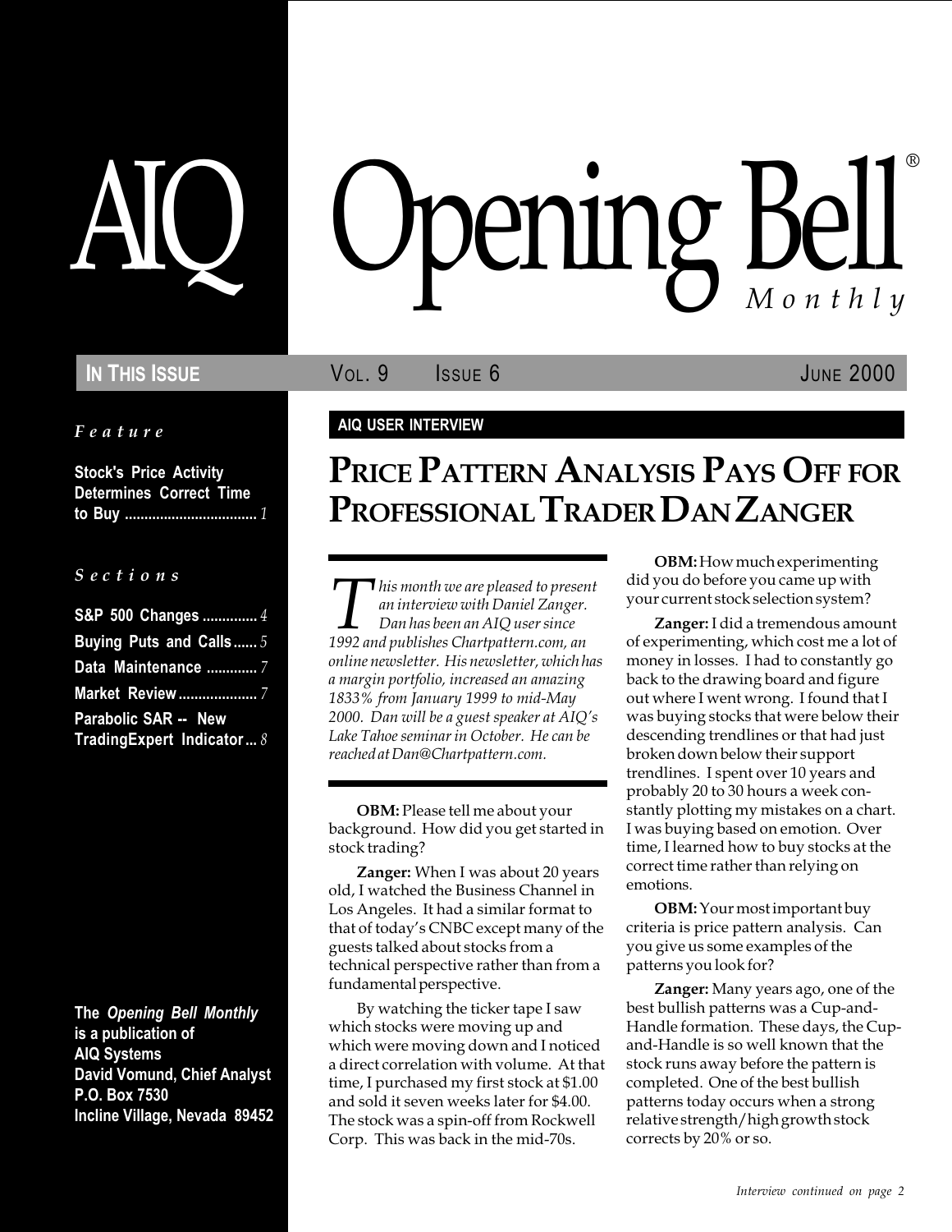# AIQ Opening Bell® *Monthly*

**IN THIS ISSUE** VOL. 9 ISSUE 6 JUNE 2000

*Feature*

**Stock's Price Activity Determines Correct Time to Buy** .................................. *1*

*Sections*

**S&P 500 Changes** .............. *4*
**Buying Puts and Calls** ...... *5*
**Data Maintenance** ............. *7*
**Market Review** .................... *7*
**Parabolic SAR -- New TradingExpert Indicator** ... *8*

**The *Opening Bell Monthly* is a publication of AIQ Systems**
**David Vomund, Chief Analyst**
**P.O. Box 7530**
**Incline Village, Nevada 89452**

**AIQ USER INTERVIEW**

## PRICE PATTERN ANALYSIS PAYS OFF FOR PROFESSIONAL TRADER DAN ZANGER

*This month we are pleased to present an interview with Daniel Zanger. Dan has been an AIQ user since 1992 and publishes Chartpattern.com, an online newsletter. His newsletter, which has a margin portfolio, increased an amazing 1833% from January 1999 to mid-May 2000. Dan will be a guest speaker at AIQ's Lake Tahoe seminar in October. He can be reached at Dan@Chartpattern.com.*

**OBM:** Please tell me about your background. How did you get started in stock trading?

**Zanger:** When I was about 20 years old, I watched the Business Channel in Los Angeles. It had a similar format to that of today's CNBC except many of the guests talked about stocks from a technical perspective rather than from a fundamental perspective.

By watching the ticker tape I saw which stocks were moving up and which were moving down and I noticed a direct correlation with volume. At that time, I purchased my first stock at $1.00 and sold it seven weeks later for $4.00. The stock was a spin-off from Rockwell Corp. This was back in the mid-70s.

**OBM:** How much experimenting did you do before you came up with your current stock selection system?

**Zanger:** I did a tremendous amount of experimenting, which cost me a lot of money in losses. I had to constantly go back to the drawing board and figure out where I went wrong. I found that I was buying stocks that were below their descending trendlines or that had just broken down below their support trendlines. I spent over 10 years and probably 20 to 30 hours a week constantly plotting my mistakes on a chart. I was buying based on emotion. Over time, I learned how to buy stocks at the correct time rather than relying on emotions.

**OBM:** Your most important buy criteria is price pattern analysis. Can you give us some examples of the patterns you look for?

**Zanger:** Many years ago, one of the best bullish patterns was a Cup-and-Handle formation. These days, the Cup-and-Handle is so well known that the stock runs away before the pattern is completed. One of the best bullish patterns today occurs when a strong relative strength/high growth stock corrects by 20% or so.

*Interview continued on page 2*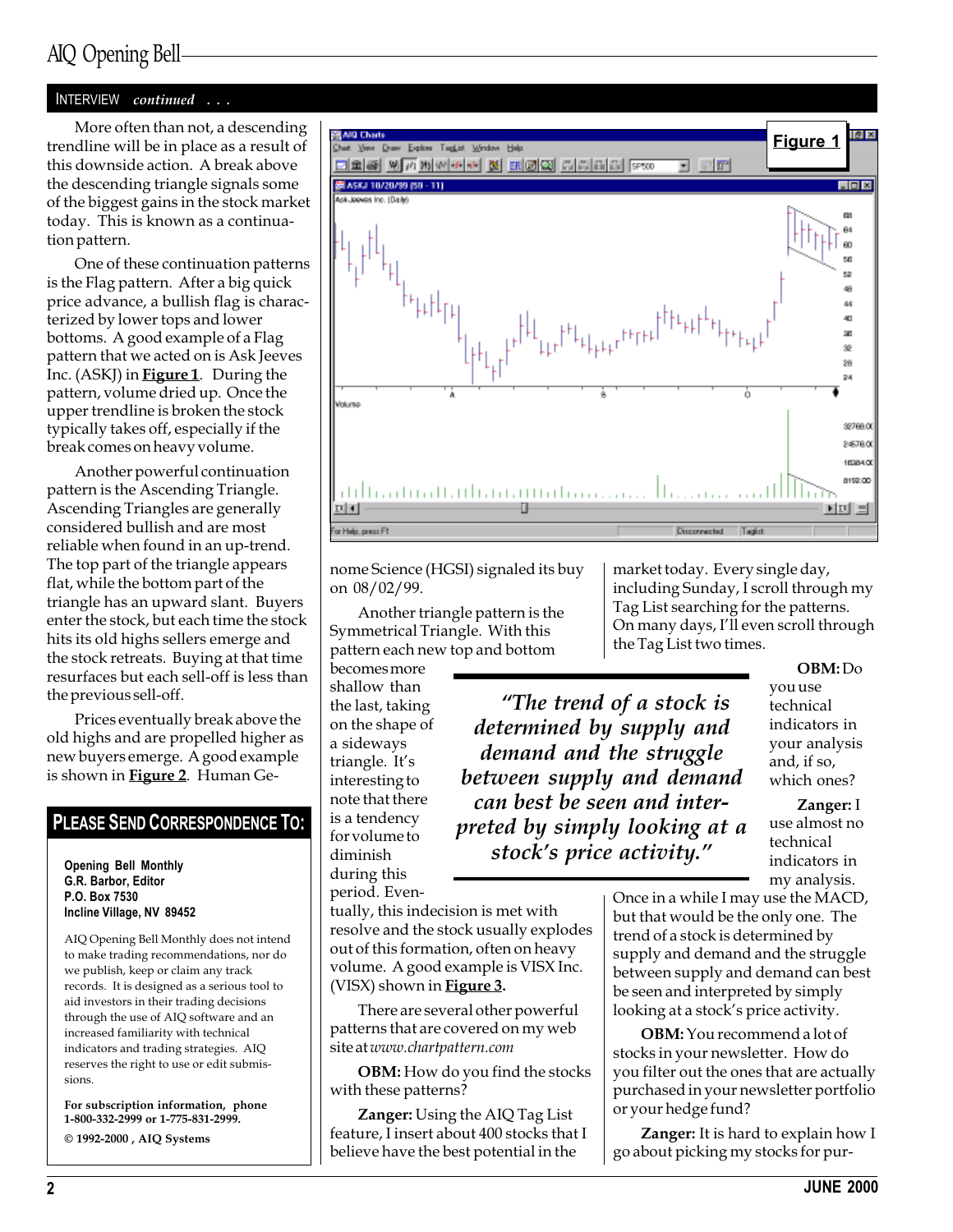## INTERVIEW *continued . . .*

More often than not, a descending trendline will be in place as a result of this downside action. A break above the descending triangle signals some of the biggest gains in the stock market today. This is known as a continuation pattern.

One of these continuation patterns is the Flag pattern. After a big quick price advance, a bullish flag is characterized by lower tops and lower bottoms. A good example of a Flag pattern that we acted on is Ask Jeeves Inc. (ASKJ) in **Figure 1**. During the pattern, volume dried up. Once the upper trendline is broken the stock typically takes off, especially if the break comes on heavy volume.

Another powerful continuation pattern is the Ascending Triangle. Ascending Triangles are generally considered bullish and are most reliable when found in an up-trend. The top part of the triangle appears flat, while the bottom part of the triangle has an upward slant. Buyers enter the stock, but each time the stock hits its old highs sellers emerge and the stock retreats. Buying at that time resurfaces but each sell-off is less than the previous sell-off.

Prices eventually break above the old highs and are propelled higher as new buyers emerge. A good example is shown in **Figure 2**. Human Genome Science (HGSI) signaled its buy on 08/02/99.

**Figure 1**

Another triangle pattern is the Symmetrical Triangle. With this pattern each new top and bottom becomes more shallow than the last, taking on the shape of a sideways triangle. It's interesting to note that there is a tendency for volume to diminish during this period. Eventually, this indecision is met with resolve and the stock usually explodes out of this formation, often on heavy volume. A good example is VISX Inc. (VISX) shown in **Figure 3.**

There are several other powerful patterns that are covered on my web site at *www.chartpattern.com*

**OBM:** How do you find the stocks with these patterns?

**Zanger:** Using the AIQ Tag List feature, I insert about 400 stocks that I believe have the best potential in the market today. Every single day, including Sunday, I scroll through my Tag List searching for the patterns. On many days, I'll even scroll through the Tag List two times.

> ***"The trend of a stock is determined by supply and demand and the struggle between supply and demand can best be seen and interpreted by simply looking at a stock's price activity."***

**OBM:** Do you use technical indicators in your analysis and, if so, which ones?

**Zanger:** I use almost no technical indicators in my analysis. Once in a while I may use the MACD, but that would be the only one. The trend of a stock is determined by supply and demand and the struggle between supply and demand can best be seen and interpreted by simply looking at a stock's price activity.

**OBM:** You recommend a lot of stocks in your newsletter. How do you filter out the ones that are actually purchased in your newsletter portfolio or your hedge fund?

**Zanger:** It is hard to explain how I go about picking my stocks for pur-

---

## PLEASE SEND CORRESPONDENCE TO:

**Opening Bell Monthly**
**G.R. Barbor, Editor**
**P.O. Box 7530**
**Incline Village, NV 89452**

AIQ Opening Bell Monthly does not intend to make trading recommendations, nor do we publish, keep or claim any track records. It is designed as a serious tool to aid investors in their trading decisions through the use of AIQ software and an increased familiarity with technical indicators and trading strategies. AIQ reserves the right to use or edit submissions.

**For subscription information, phone 1-800-332-2999 or 1-775-831-2999.**

**© 1992-2000 , AIQ Systems**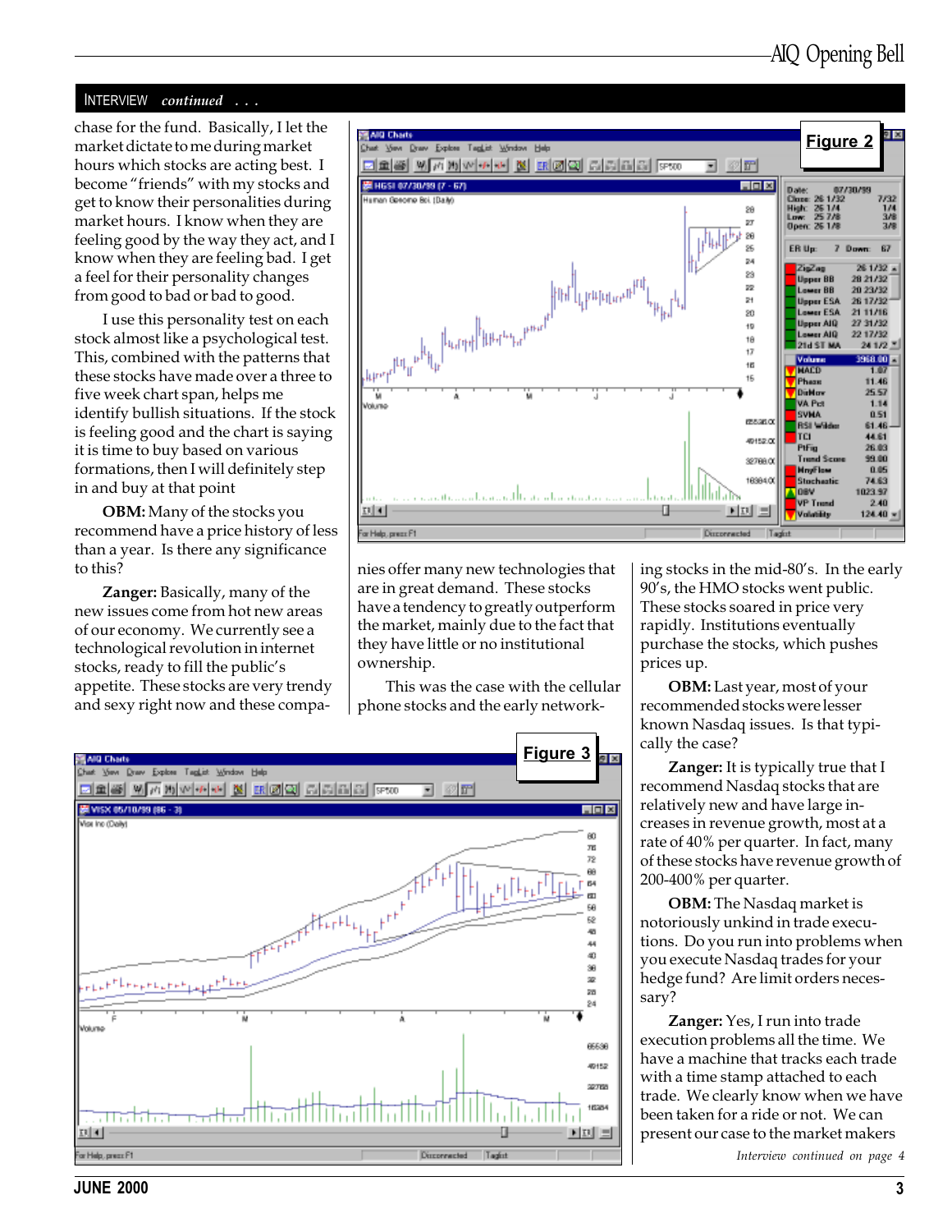## INTERVIEW *continued . . .*

chase for the fund. Basically, I let the market dictate to me during market hours which stocks are acting best. I become "friends" with my stocks and get to know their personalities during market hours. I know when they are feeling good by the way they act, and I know when they are feeling bad. I get a feel for their personality changes from good to bad or bad to good.

I use this personality test on each stock almost like a psychological test. This, combined with the patterns that these stocks have made over a three to five week chart span, helps me identify bullish situations. If the stock is feeling good and the chart is saying it is time to buy based on various formations, then I will definitely step in and buy at that point

**OBM:** Many of the stocks you recommend have a price history of less than a year. Is there any significance to this?

**Zanger:** Basically, many of the new issues come from hot new areas of our economy. We currently see a technological revolution in internet stocks, ready to fill the public's appetite. These stocks are very trendy and sexy right now and these companies offer many new technologies that are in great demand. These stocks have a tendency to greatly outperform the market, mainly due to the fact that they have little or no institutional ownership.

This was the case with the cellular phone stocks and the early networking stocks in the mid-80's. In the early 90's, the HMO stocks went public. These stocks soared in price very rapidly. Institutions eventually purchase the stocks, which pushes prices up.

**OBM:** Last year, most of your recommended stocks were lesser known Nasdaq issues. Is that typically the case?

**Zanger:** It is typically true that I recommend Nasdaq stocks that are relatively new and have large increases in revenue growth, most at a rate of 40% per quarter. In fact, many of these stocks have revenue growth of 200-400% per quarter.

**OBM:** The Nasdaq market is notoriously unkind in trade executions. Do you run into problems when you execute Nasdaq trades for your hedge fund? Are limit orders necessary?

**Zanger:** Yes, I run into trade execution problems all the time. We have a machine that tracks each trade with a time stamp attached to each trade. We clearly know when we have been taken for a ride or not. We can present our case to the market makers

*Interview continued on page 4*

**Figure 2**

**Figure 3**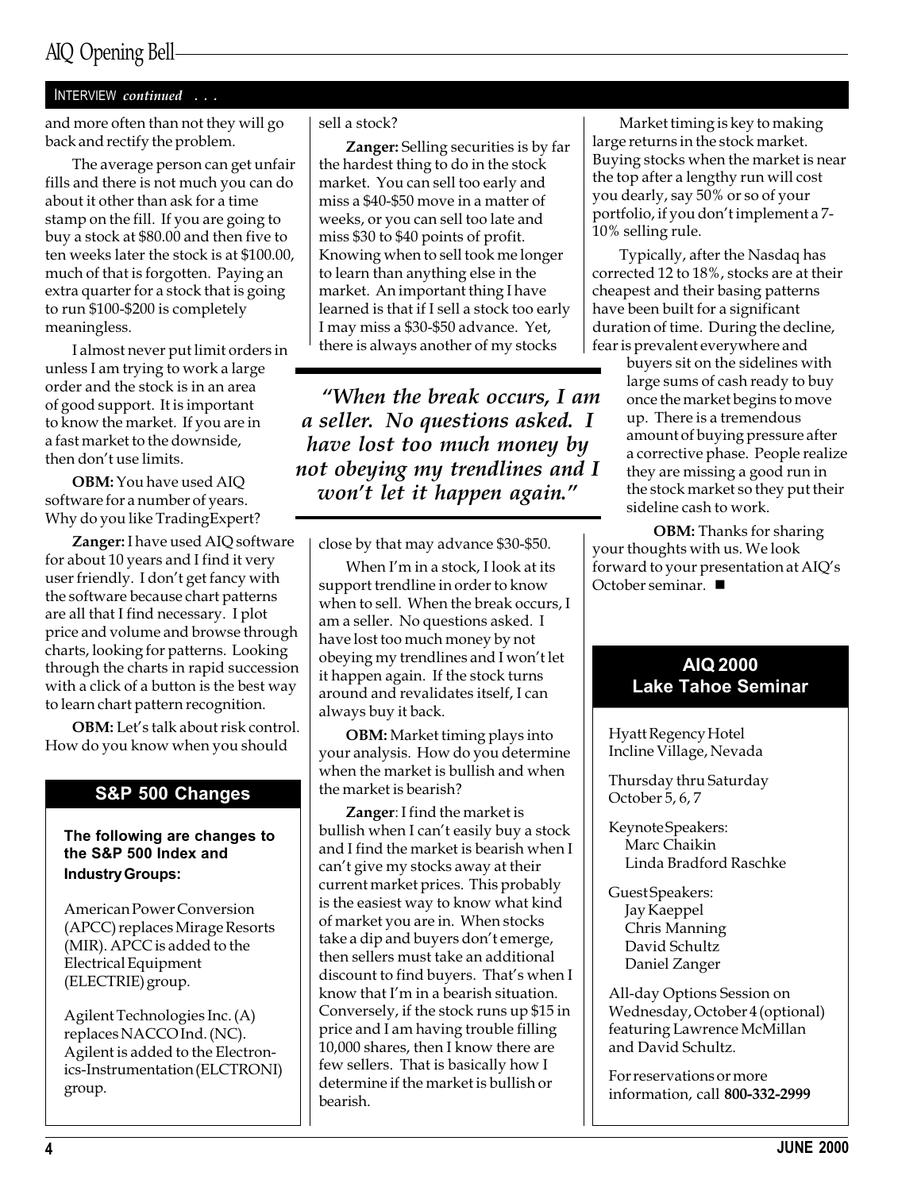INTERVIEW *continued . . .*

and more often than not they will go back and rectify the problem.

The average person can get unfair fills and there is not much you can do about it other than ask for a time stamp on the fill. If you are going to buy a stock at $80.00 and then five to ten weeks later the stock is at $100.00, much of that is forgotten. Paying an extra quarter for a stock that is going to run $100-$200 is completely meaningless.

I almost never put limit orders in unless I am trying to work a large order and the stock is in an area of good support. It is important to know the market. If you are in a fast market to the downside, then don't use limits.

**OBM:** You have used AIQ software for a number of years. Why do you like TradingExpert?

**Zanger:** I have used AIQ software for about 10 years and I find it very user friendly. I don't get fancy with the software because chart patterns are all that I find necessary. I plot price and volume and browse through charts, looking for patterns. Looking through the charts in rapid succession with a click of a button is the best way to learn chart pattern recognition.

**OBM:** Let's talk about risk control. How do you know when you should sell a stock?

**Zanger:** Selling securities is by far the hardest thing to do in the stock market. You can sell too early and miss a $40-$50 move in a matter of weeks, or you can sell too late and miss $30 to $40 points of profit. Knowing when to sell took me longer to learn than anything else in the market. An important thing I have learned is that if I sell a stock too early I may miss a $30-$50 advance. Yet, there is always another of my stocks close by that may advance $30-$50.

> *"When the break occurs, I am a seller. No questions asked. I have lost too much money by not obeying my trendlines and I won't let it happen again."*

When I'm in a stock, I look at its support trendline in order to know when to sell. When the break occurs, I am a seller. No questions asked. I have lost too much money by not obeying my trendlines and I won't let it happen again. If the stock turns around and revalidates itself, I can always buy it back.

**OBM:** Market timing plays into your analysis. How do you determine when the market is bullish and when the market is bearish?

**Zanger**: I find the market is bullish when I can't easily buy a stock and I find the market is bearish when I can't give my stocks away at their current market prices. This probably is the easiest way to know what kind of market you are in. When stocks take a dip and buyers don't emerge, then sellers must take an additional discount to find buyers. That's when I know that I'm in a bearish situation. Conversely, if the stock runs up $15 in price and I am having trouble filling 10,000 shares, then I know there are few sellers. That is basically how I determine if the market is bullish or bearish.

Market timing is key to making large returns in the stock market. Buying stocks when the market is near the top after a lengthy run will cost you dearly, say 50% or so of your portfolio, if you don't implement a 7-10% selling rule.

Typically, after the Nasdaq has corrected 12 to 18%, stocks are at their cheapest and their basing patterns have been built for a significant duration of time. During the decline, fear is prevalent everywhere and buyers sit on the sidelines with large sums of cash ready to buy once the market begins to move up. There is a tremendous amount of buying pressure after a corrective phase. People realize they are missing a good run in the stock market so they put their sideline cash to work.

**OBM:** Thanks for sharing your thoughts with us. We look forward to your presentation at AIQ's October seminar. ■

## S&P 500 Changes

**The following are changes to the S&P 500 Index and Industry Groups:**

American Power Conversion (APCC) replaces Mirage Resorts (MIR). APCC is added to the Electrical Equipment (ELECTRIE) group.

Agilent Technologies Inc. (A) replaces NACCO Ind. (NC). Agilent is added to the Electronics-Instrumentation (ELCTRONI) group.

## AIQ 2000 Lake Tahoe Seminar

Hyatt Regency Hotel
Incline Village, Nevada

Thursday thru Saturday
October 5, 6, 7

Keynote Speakers:
Marc Chaikin
Linda Bradford Raschke

Guest Speakers:
Jay Kaeppel
Chris Manning
David Schultz
Daniel Zanger

All-day Options Session on Wednesday, October 4 (optional) featuring Lawrence McMillan and David Schultz.

For reservations or more information, call **800-332-2999**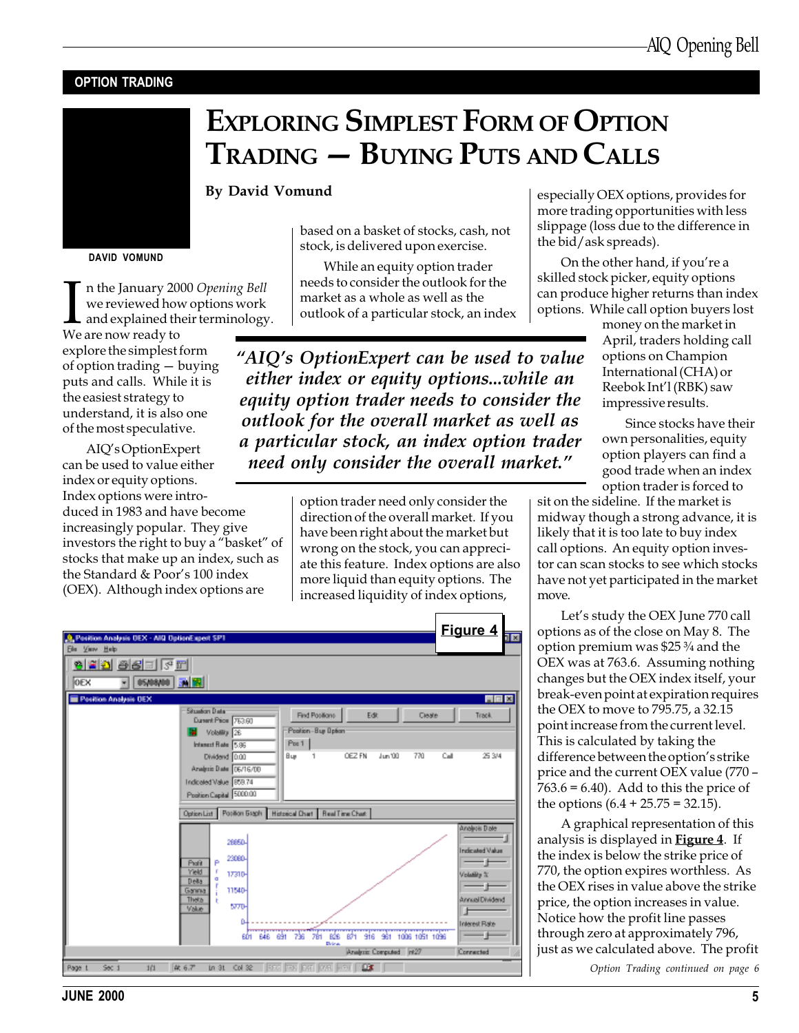OPTION TRADING

# EXPLORING SIMPLEST FORM OF OPTION TRADING — BUYING PUTS AND CALLS

**By David Vomund**

DAVID VOMUND

In the January 2000 *Opening Bell* we reviewed how options work and explained their terminology. We are now ready to explore the simplest form of option trading — buying puts and calls. While it is the easiest strategy to understand, it is also one of the most speculative.

AIQ's OptionExpert can be used to value either index or equity options. Index options were introduced in 1983 and have become increasingly popular. They give investors the right to buy a "basket" of stocks that make up an index, such as the Standard & Poor's 100 index (OEX). Although index options are based on a basket of stocks, cash, not stock, is delivered upon exercise.

While an equity option trader needs to consider the outlook for the market as a whole as well as the outlook of a particular stock, an index option trader need only consider the direction of the overall market. If you have been right about the market but wrong on the stock, you can appreciate this feature. Index options are also more liquid than equity options. The increased liquidity of index options, especially OEX options, provides for more trading opportunities with less slippage (loss due to the difference in the bid/ask spreads).

> *"AIQ's OptionExpert can be used to value either index or equity options...while an equity option trader needs to consider the outlook for the overall market as well as a particular stock, an index option trader need only consider the overall market."*

On the other hand, if you're a skilled stock picker, equity options can produce higher returns than index options. While call option buyers lost money on the market in April, traders holding call options on Champion International (CHA) or Reebok Int'l (RBK) saw impressive results.

Since stocks have their own personalities, equity option players can find a good trade when an index option trader is forced to sit on the sideline. If the market is midway though a strong advance, it is likely that it is too late to buy index call options. An equity option investor can scan stocks to see which stocks have not yet participated in the market move.

Let's study the OEX June 770 call options as of the close on May 8. The option premium was $25 ¾ and the OEX was at 763.6. Assuming nothing changes but the OEX index itself, your break-even point at expiration requires the OEX to move to 795.75, a 32.15 point increase from the current level. This is calculated by taking the difference between the option's strike price and the current OEX value (770 – 763.6 = 6.40). Add to this the price of the options (6.4 + 25.75 = 32.15).

A graphical representation of this analysis is displayed in **Figure 4**. If the index is below the strike price of 770, the option expires worthless. As the OEX rises in value above the strike price, the option increases in value. Notice how the profit line passes through zero at approximately 796, just as we calculated above. The profit

**Figure 4**

*Option Trading continued on page 6*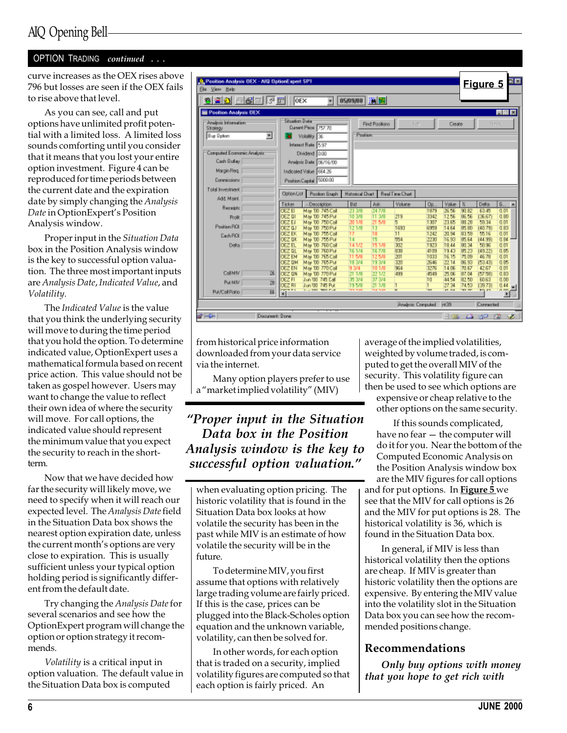## OPTION TRADING *continued . . .*

curve increases as the OEX rises above 796 but losses are seen if the OEX fails to rise above that level.

As you can see, call and put options have unlimited profit potential with a limited loss. A limited loss sounds comforting until you consider that it means that you lost your entire option investment. Figure 4 can be reproduced for time periods between the current date and the expiration date by simply changing the *Analysis Date* in OptionExpert's Position Analysis window.

Proper input in the *Situation Data* box in the Position Analysis window is the key to successful option valuation. The three most important inputs are *Analysis Date*, *Indicated Value*, and *Volatility*.

The *Indicated Value* is the value that you think the underlying security will move to during the time period that you hold the option. To determine indicated value, OptionExpert uses a mathematical formula based on recent price action. This value should not be taken as gospel however. Users may want to change the value to reflect their own idea of where the security will move. For call options, the indicated value should represent the minimum value that you expect the security to reach in the short-term.

Now that we have decided how far the security will likely move, we need to specify when it will reach our expected level. The *Analysis Date* field in the Situation Data box shows the nearest option expiration date, unless the current month's options are very close to expiration. This is usually sufficient unless your typical option holding period is significantly different from the default date.

Try changing the *Analysis Date* for several scenarios and see how the OptionExpert program will change the option or option strategy it recommends.

*Volatility* is a critical input in option valuation. The default value in the Situation Data box is computed from historical price information downloaded from your data service via the internet.

Many option players prefer to use a "market implied volatility" (MIV) when evaluating option pricing. The historic volatility that is found in the Situation Data box looks at how volatile the security has been in the past while MIV is an estimate of how volatile the security will be in the future.

> ***"Proper input in the Situation Data box in the Position Analysis window is the key to successful option valuation."***

To determine MIV, you first assume that options with relatively large trading volume are fairly priced. If this is the case, prices can be plugged into the Black-Scholes option equation and the unknown variable, volatility, can then be solved for.

In other words, for each option that is traded on a security, implied volatility figures are computed so that each option is fairly priced. An average of the implied volatilities, weighted by volume traded, is computed to get the overall MIV of the security. This volatility figure can then be used to see which options are expensive or cheap relative to the other options on the same security.

If this sounds complicated, have no fear — the computer will do it for you. Near the bottom of the Computed Economic Analysis on the Position Analysis window box are the MIV figures for call options and for put options. In **Figure 5** we see that the MIV for call options is 26 and the MIV for put options is 28. The historical volatility is 36, which is found in the Situation Data box.

In general, if MIV is less than historical volatility then the options are cheap. If MIV is greater than historic volatility then the options are expensive. By entering the MIV value into the volatility slot in the Situation Data box you can see how the recommended positions change.

**Figure 5**

### Recommendations

***Only buy options with money that you hope to get rich with***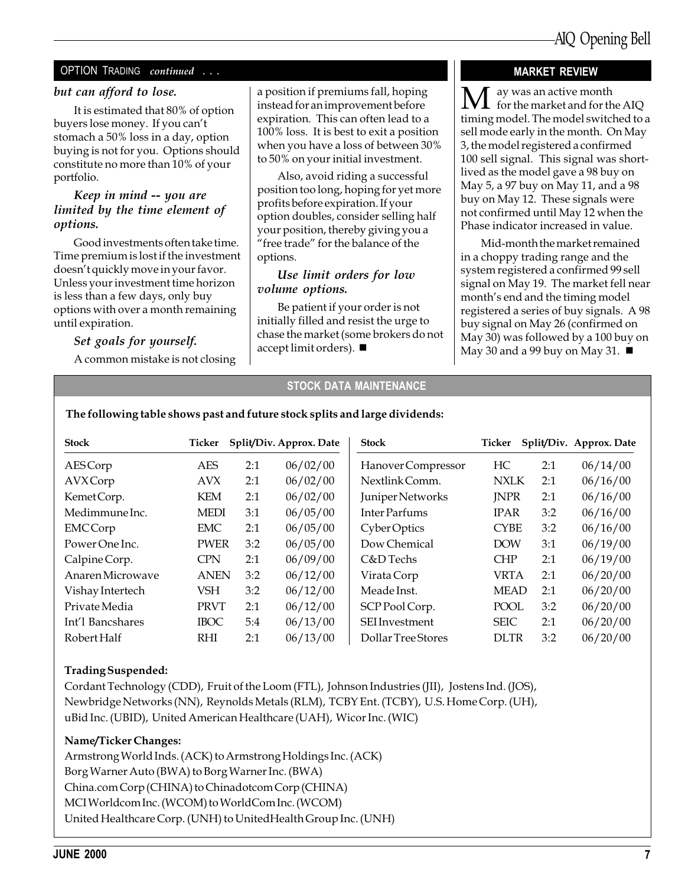## OPTION TRADING *continued . . .*

***but can afford to lose.***

It is estimated that 80% of option buyers lose money. If you can't stomach a 50% loss in a day, option buying is not for you. Options should constitute no more than 10% of your portfolio.

***Keep in mind -- you are limited by the time element of options.***

Good investments often take time. Time premium is lost if the investment doesn't quickly move in your favor. Unless your investment time horizon is less than a few days, only buy options with over a month remaining until expiration.

***Set goals for yourself.***

A common mistake is not closing a position if premiums fall, hoping instead for an improvement before expiration. This can often lead to a 100% loss. It is best to exit a position when you have a loss of between 30% to 50% on your initial investment.

Also, avoid riding a successful position too long, hoping for yet more profits before expiration. If your option doubles, consider selling half your position, thereby giving you a "free trade" for the balance of the options.

***Use limit orders for low volume options.***

Be patient if your order is not initially filled and resist the urge to chase the market (some brokers do not accept limit orders). ■

## MARKET REVIEW

May was an active month for the market and for the AIQ timing model. The model switched to a sell mode early in the month. On May 3, the model registered a confirmed 100 sell signal. This signal was short-lived as the model gave a 98 buy on May 5, a 97 buy on May 11, and a 98 buy on May 12. These signals were not confirmed until May 12 when the Phase indicator increased in value.

Mid-month the market remained in a choppy trading range and the system registered a confirmed 99 sell signal on May 19. The market fell near month's end and the timing model registered a series of buy signals. A 98 buy signal on May 26 (confirmed on May 30) was followed by a 100 buy on May 30 and a 99 buy on May 31. ■

## STOCK DATA MAINTENANCE

**The following table shows past and future stock splits and large dividends:**

| Stock | Ticker | Split/Div. | Approx. Date | Stock | Ticker | Split/Div. | Approx. Date |
|---|---|---|---|---|---|---|---|
| AES Corp | AES | 2:1 | 06/02/00 | Hanover Compressor | HC | 2:1 | 06/14/00 |
| AVX Corp | AVX | 2:1 | 06/02/00 | Nextlink Comm. | NXLK | 2:1 | 06/16/00 |
| Kemet Corp. | KEM | 2:1 | 06/02/00 | Juniper Networks | JNPR | 2:1 | 06/16/00 |
| Medimmune Inc. | MEDI | 3:1 | 06/05/00 | Inter Parfums | IPAR | 3:2 | 06/16/00 |
| EMC Corp | EMC | 2:1 | 06/05/00 | Cyber Optics | CYBE | 3:2 | 06/16/00 |
| Power One Inc. | PWER | 3:2 | 06/05/00 | Dow Chemical | DOW | 3:1 | 06/19/00 |
| Calpine Corp. | CPN | 2:1 | 06/09/00 | C&D Techs | CHP | 2:1 | 06/19/00 |
| Anaren Microwave | ANEN | 3:2 | 06/12/00 | Virata Corp | VRTA | 2:1 | 06/20/00 |
| Vishay Intertech | VSH | 3:2 | 06/12/00 | Meade Inst. | MEAD | 2:1 | 06/20/00 |
| Private Media | PRVT | 2:1 | 06/12/00 | SCP Pool Corp. | POOL | 3:2 | 06/20/00 |
| Int'l Bancshares | IBOC | 5:4 | 06/13/00 | SEI Investment | SEIC | 2:1 | 06/20/00 |
| Robert Half | RHI | 2:1 | 06/13/00 | Dollar Tree Stores | DLTR | 3:2 | 06/20/00 |

**Trading Suspended:**

Cordant Technology (CDD), Fruit of the Loom (FTL), Johnson Industries (JII), Jostens Ind. (JOS), Newbridge Networks (NN), Reynolds Metals (RLM), TCBY Ent. (TCBY), U.S. Home Corp. (UH), uBid Inc. (UBID), United American Healthcare (UAH), Wicor Inc. (WIC)

**Name/Ticker Changes:**

Armstrong World Inds. (ACK) to Armstrong Holdings Inc. (ACK)
Borg Warner Auto (BWA) to Borg Warner Inc. (BWA)
China.com Corp (CHINA) to Chinadotcom Corp (CHINA)
MCI Worldcom Inc. (WCOM) to WorldCom Inc. (WCOM)
United Healthcare Corp. (UNH) to UnitedHealth Group Inc. (UNH)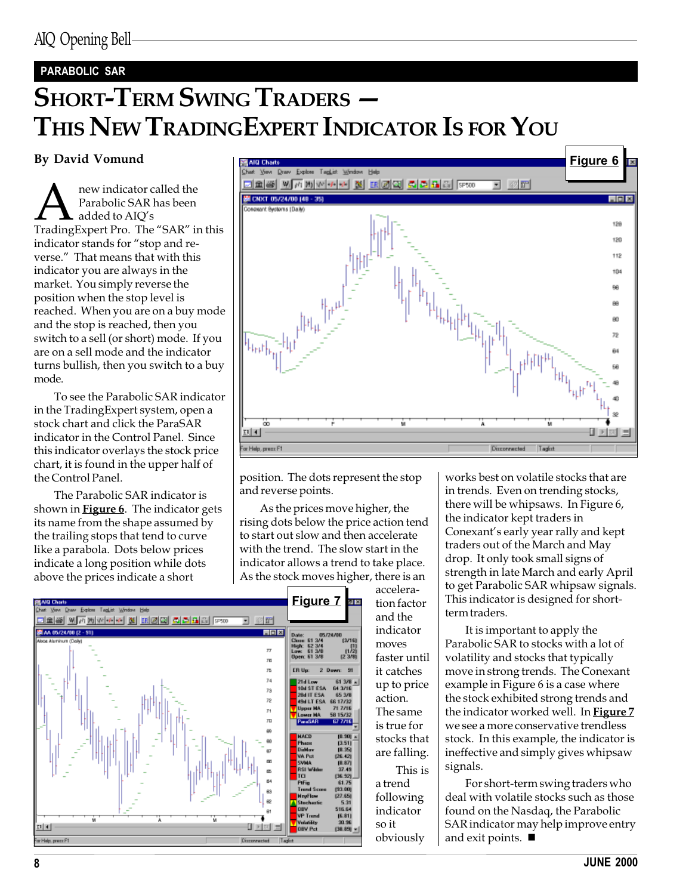## PARABOLIC SAR

# SHORT-TERM SWING TRADERS — THIS NEW TRADINGEXPERT INDICATOR IS FOR YOU

**By David Vomund**

A new indicator called the Parabolic SAR has been added to AIQ's TradingExpert Pro. The "SAR" in this indicator stands for "stop and reverse." That means that with this indicator you are always in the market. You simply reverse the position when the stop level is reached. When you are on a buy mode and the stop is reached, then you switch to a sell (or short) mode. If you are on a sell mode and the indicator turns bullish, then you switch to a buy mode.

To see the Parabolic SAR indicator in the TradingExpert system, open a stock chart and click the ParaSAR indicator in the Control Panel. Since this indicator overlays the stock price chart, it is found in the upper half of the Control Panel.

The Parabolic SAR indicator is shown in **Figure 6**. The indicator gets its name from the shape assumed by the trailing stops that tend to curve like a parabola. Dots below prices indicate a long position while dots above the prices indicate a short position. The dots represent the stop and reverse points.

**Figure 6**

CNXT 05/24/00 (48 - 35)

Conexant Systems (Daily)

As the prices move higher, the rising dots below the price action tend to start out slow and then accelerate with the trend. The slow start in the indicator allows a trend to take place. As the stock moves higher, there is an acceleration factor and the indicator moves faster until it catches up to price action. The same is true for stocks that are falling.

This is a trend following indicator so it obviously works best on volatile stocks that are in trends. Even on trending stocks, there will be whipsaws. In Figure 6, the indicator kept traders in Conexant's early year rally and kept traders out of the March and May drop. It only took small signs of strength in late March and early April to get Parabolic SAR whipsaw signals. This indicator is designed for short-term traders.

It is important to apply the Parabolic SAR to stocks with a lot of volatility and stocks that typically move in strong trends. The Conexant example in Figure 6 is a case where the stock exhibited strong trends and the indicator worked well. In **Figure 7** we see a more conservative trendless stock. In this example, the indicator is ineffective and simply gives whipsaw signals.

For short-term swing traders who deal with volatile stocks such as those found on the Nasdaq, the Parabolic SAR indicator may help improve entry and exit points. ■

**Figure 7**

AA 05/24/00 (2 - 91)

Alcoa Aluminum (Daily)